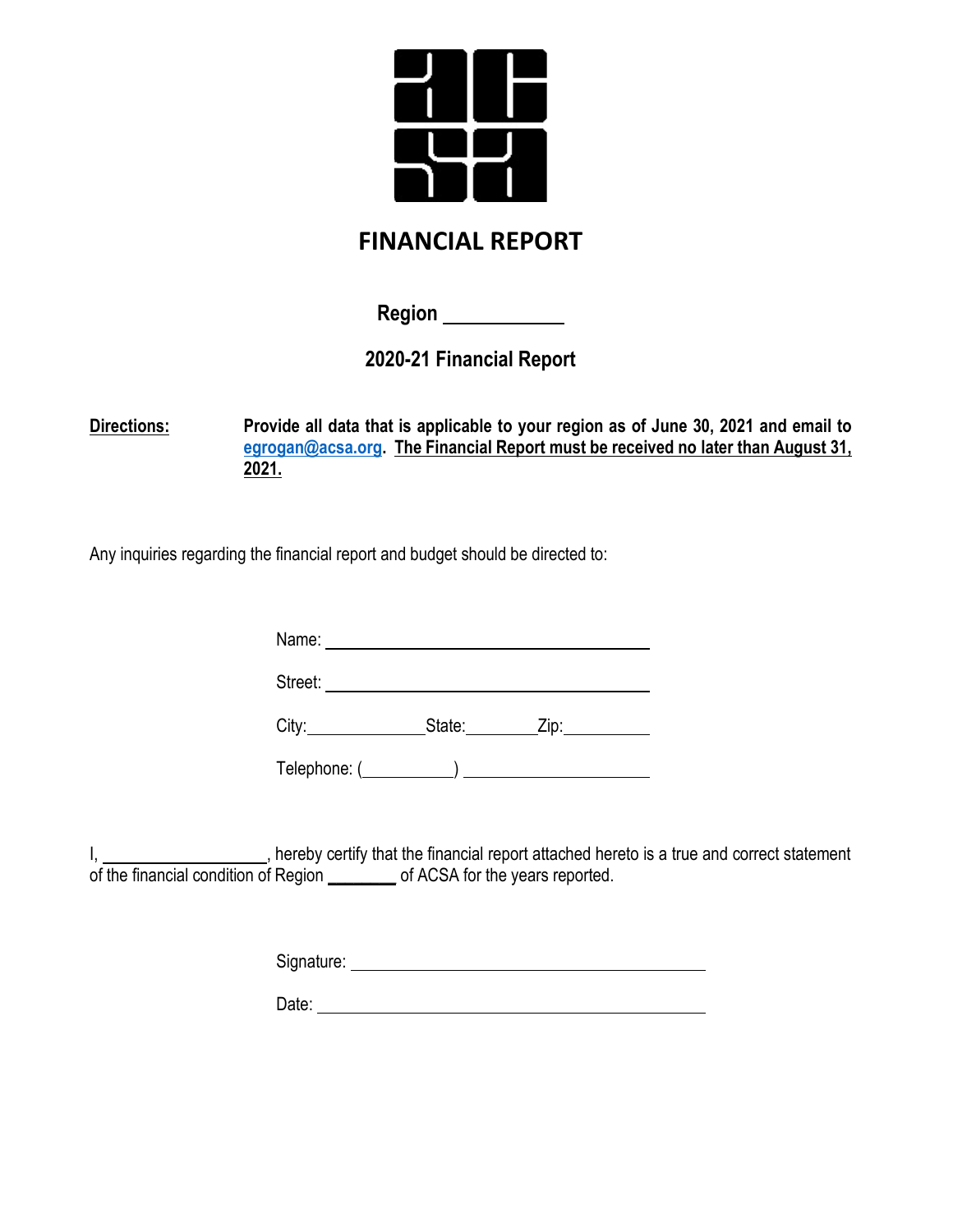# FINANCIAL REPORT

**Region \_\_\_\_\_\_\_\_\_\_\_\_**

**2020-21 Financial Report**

**Directions:** **Provide all data that is applicable to your region as of June 30, 2021 and email to egrogan@acsa.org. The Financial Report must be received no later than August 31, 2021.**

Any inquiries regarding the financial report and budget should be directed to:

Name: \_\_\_\_\_\_\_\_\_\_\_\_\_\_\_\_\_\_\_\_\_\_\_\_\_\_\_\_\_\_\_\_\_\_\_\_

Street: \_\_\_\_\_\_\_\_\_\_\_\_\_\_\_\_\_\_\_\_\_\_\_\_\_\_\_\_\_\_\_\_\_\_\_\_

City:\_\_\_\_\_\_\_\_\_\_\_\_\_State:\_\_\_\_\_\_\_\_Zip:\_\_\_\_\_\_\_\_\_\_

Telephone: (\_\_\_\_\_\_\_\_\_\_) \_\_\_\_\_\_\_\_\_\_\_\_\_\_\_\_\_\_\_\_\_

I, \_\_\_\_\_\_\_\_\_\_\_\_\_\_\_\_\_\_, hereby certify that the financial report attached hereto is a true and correct statement of the financial condition of Region \_\_\_\_\_\_\_ of ACSA for the years reported.

Signature: \_\_\_\_\_\_\_\_\_\_\_\_\_\_\_\_\_\_\_\_\_\_\_\_\_\_\_\_\_\_\_\_\_\_\_\_\_\_\_\_

Date: \_\_\_\_\_\_\_\_\_\_\_\_\_\_\_\_\_\_\_\_\_\_\_\_\_\_\_\_\_\_\_\_\_\_\_\_\_\_\_\_\_\_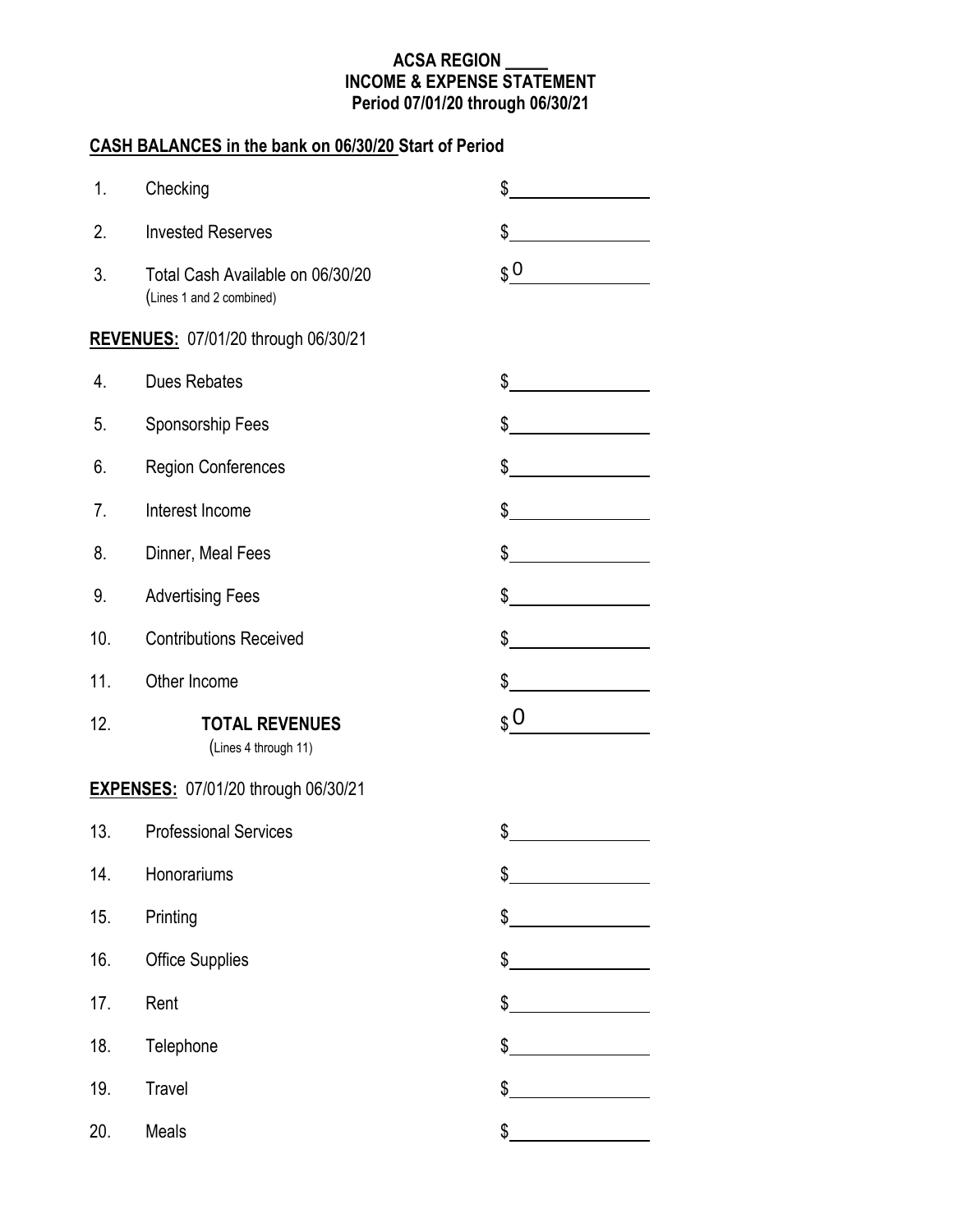**ACSA REGION _____**
**INCOME & EXPENSE STATEMENT**
**Period 07/01/20 through 06/30/21**

**CASH BALANCES in the bank on 06/30/20 Start of Period**

| | | |
|---|---|---|
| 1. | Checking | $ |
| 2. | Invested Reserves | $ |
| 3. | Total Cash Available on 06/30/20 (Lines 1 and 2 combined) | $ 0 |

**REVENUES:** 07/01/20 through 06/30/21

| | | |
|---|---|---|
| 4. | Dues Rebates | $ |
| 5. | Sponsorship Fees | $ |
| 6. | Region Conferences | $ |
| 7. | Interest Income | $ |
| 8. | Dinner, Meal Fees | $ |
| 9. | Advertising Fees | $ |
| 10. | Contributions Received | $ |
| 11. | Other Income | $ |
| 12. | **TOTAL REVENUES** (Lines 4 through 11) | $ 0 |

**EXPENSES:** 07/01/20 through 06/30/21

| | | |
|---|---|---|
| 13. | Professional Services | $ |
| 14. | Honorariums | $ |
| 15. | Printing | $ |
| 16. | Office Supplies | $ |
| 17. | Rent | $ |
| 18. | Telephone | $ |
| 19. | Travel | $ |
| 20. | Meals | $ |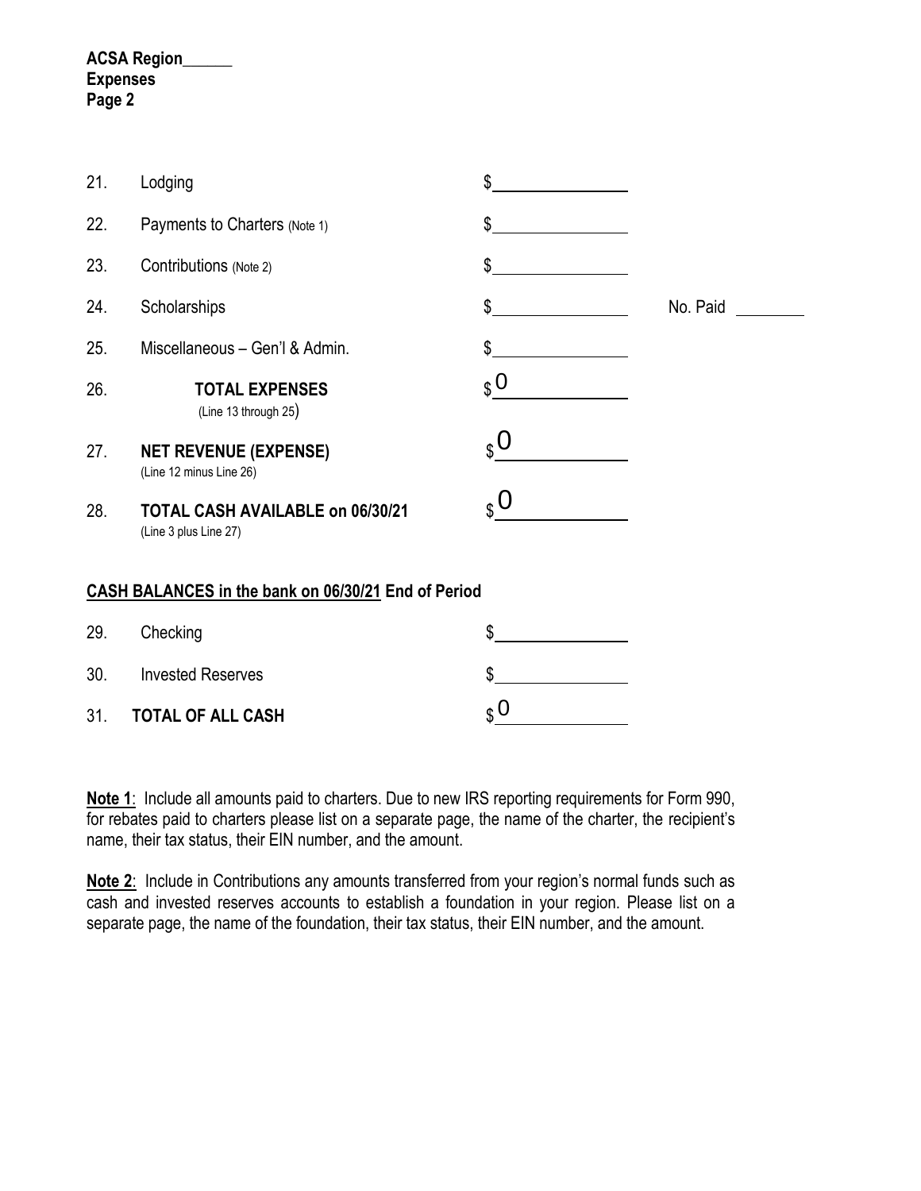**ACSA Region______**
**Expenses**
**Page 2**

| | | | |
|---|---|---|---|
| 21. | Lodging | $ | |
| 22. | Payments to Charters (Note 1) | $ | |
| 23. | Contributions (Note 2) | $ | |
| 24. | Scholarships | $ | No. Paid ________ |
| 25. | Miscellaneous – Gen'l & Admin. | $ | |
| 26. | **TOTAL EXPENSES** (Line 13 through 25) | $ 0 | |
| 27. | **NET REVENUE (EXPENSE)** (Line 12 minus Line 26) | $ 0 | |
| 28. | **TOTAL CASH AVAILABLE on 06/30/21** (Line 3 plus Line 27) | $ 0 | |

**<u>CASH BALANCES in the bank on 06/30/21</u> End of Period**

| | | |
|---|---|---|
| 29. | Checking | $ |
| 30. | Invested Reserves | $ |
| 31. | **TOTAL OF ALL CASH** | $ 0 |

**<u>Note 1</u>**: Include all amounts paid to charters. Due to new IRS reporting requirements for Form 990, for rebates paid to charters please list on a separate page, the name of the charter, the recipient's name, their tax status, their EIN number, and the amount.

**<u>Note 2</u>**: Include in Contributions any amounts transferred from your region's normal funds such as cash and invested reserves accounts to establish a foundation in your region. Please list on a separate page, the name of the foundation, their tax status, their EIN number, and the amount.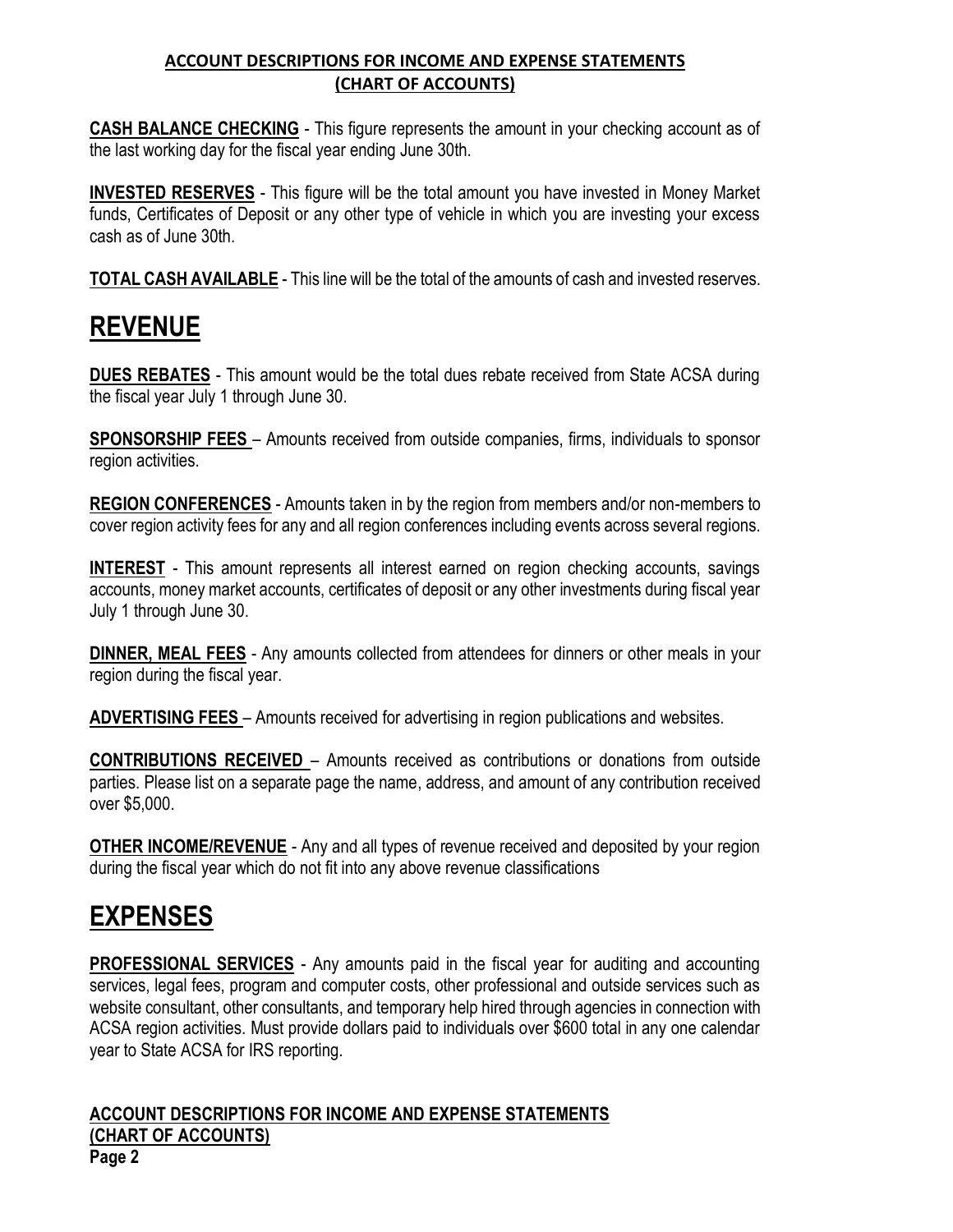## ACCOUNT DESCRIPTIONS FOR INCOME AND EXPENSE STATEMENTS (CHART OF ACCOUNTS)

**CASH BALANCE CHECKING** - This figure represents the amount in your checking account as of the last working day for the fiscal year ending June 30th.

**INVESTED RESERVES** - This figure will be the total amount you have invested in Money Market funds, Certificates of Deposit or any other type of vehicle in which you are investing your excess cash as of June 30th.

**TOTAL CASH AVAILABLE** - This line will be the total of the amounts of cash and invested reserves.

# REVENUE

**DUES REBATES** - This amount would be the total dues rebate received from State ACSA during the fiscal year July 1 through June 30.

**SPONSORSHIP FEES** – Amounts received from outside companies, firms, individuals to sponsor region activities.

**REGION CONFERENCES** - Amounts taken in by the region from members and/or non-members to cover region activity fees for any and all region conferences including events across several regions.

**INTEREST** - This amount represents all interest earned on region checking accounts, savings accounts, money market accounts, certificates of deposit or any other investments during fiscal year July 1 through June 30.

**DINNER, MEAL FEES** - Any amounts collected from attendees for dinners or other meals in your region during the fiscal year.

**ADVERTISING FEES** – Amounts received for advertising in region publications and websites.

**CONTRIBUTIONS RECEIVED** – Amounts received as contributions or donations from outside parties. Please list on a separate page the name, address, and amount of any contribution received over $5,000.

**OTHER INCOME/REVENUE** - Any and all types of revenue received and deposited by your region during the fiscal year which do not fit into any above revenue classifications

# EXPENSES

**PROFESSIONAL SERVICES** - Any amounts paid in the fiscal year for auditing and accounting services, legal fees, program and computer costs, other professional and outside services such as website consultant, other consultants, and temporary help hired through agencies in connection with ACSA region activities. Must provide dollars paid to individuals over $600 total in any one calendar year to State ACSA for IRS reporting.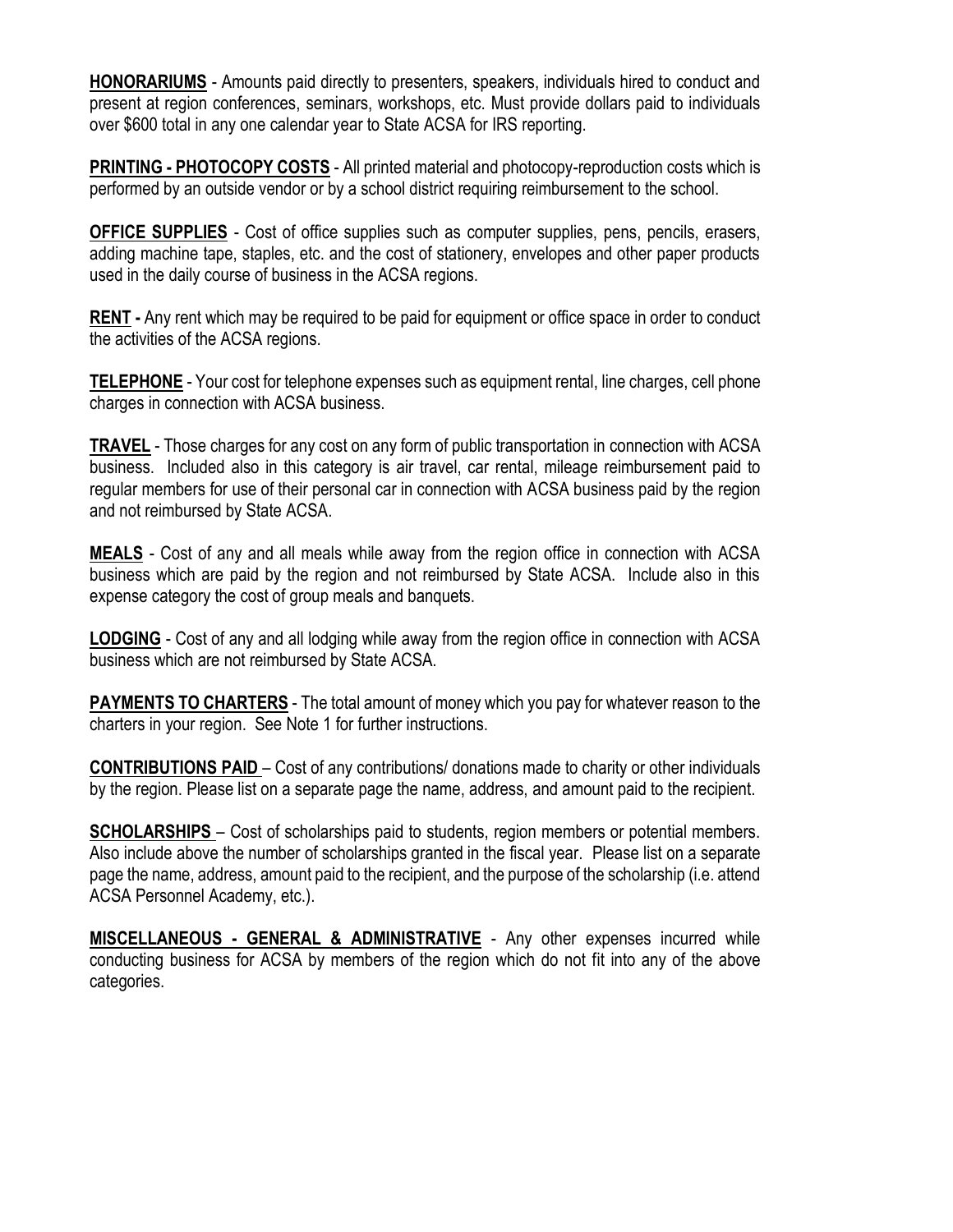**HONORARIUMS** - Amounts paid directly to presenters, speakers, individuals hired to conduct and present at region conferences, seminars, workshops, etc. Must provide dollars paid to individuals over $600 total in any one calendar year to State ACSA for IRS reporting.

**PRINTING - PHOTOCOPY COSTS** - All printed material and photocopy-reproduction costs which is performed by an outside vendor or by a school district requiring reimbursement to the school.

**OFFICE SUPPLIES** - Cost of office supplies such as computer supplies, pens, pencils, erasers, adding machine tape, staples, etc. and the cost of stationery, envelopes and other paper products used in the daily course of business in the ACSA regions.

**RENT -** Any rent which may be required to be paid for equipment or office space in order to conduct the activities of the ACSA regions.

**TELEPHONE** - Your cost for telephone expenses such as equipment rental, line charges, cell phone charges in connection with ACSA business.

**TRAVEL** - Those charges for any cost on any form of public transportation in connection with ACSA business. Included also in this category is air travel, car rental, mileage reimbursement paid to regular members for use of their personal car in connection with ACSA business paid by the region and not reimbursed by State ACSA.

**MEALS** - Cost of any and all meals while away from the region office in connection with ACSA business which are paid by the region and not reimbursed by State ACSA. Include also in this expense category the cost of group meals and banquets.

**LODGING** - Cost of any and all lodging while away from the region office in connection with ACSA business which are not reimbursed by State ACSA.

**PAYMENTS TO CHARTERS** - The total amount of money which you pay for whatever reason to the charters in your region. See Note 1 for further instructions.

**CONTRIBUTIONS PAID** – Cost of any contributions/ donations made to charity or other individuals by the region. Please list on a separate page the name, address, and amount paid to the recipient.

**SCHOLARSHIPS** – Cost of scholarships paid to students, region members or potential members. Also include above the number of scholarships granted in the fiscal year. Please list on a separate page the name, address, amount paid to the recipient, and the purpose of the scholarship (i.e. attend ACSA Personnel Academy, etc.).

**MISCELLANEOUS - GENERAL & ADMINISTRATIVE** - Any other expenses incurred while conducting business for ACSA by members of the region which do not fit into any of the above categories.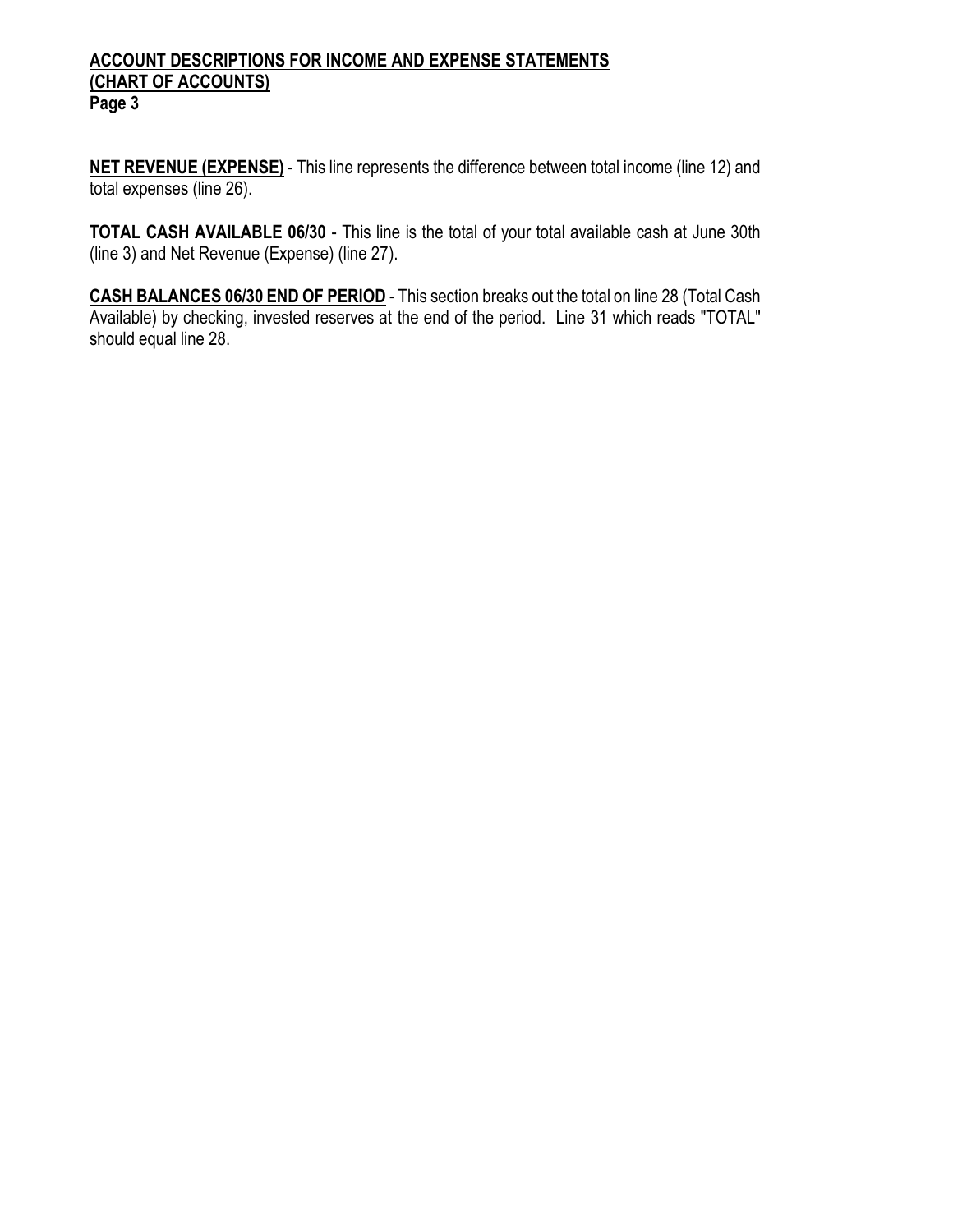**ACCOUNT DESCRIPTIONS FOR INCOME AND EXPENSE STATEMENTS**
**(CHART OF ACCOUNTS)**
**Page 3**

**NET REVENUE (EXPENSE)** - This line represents the difference between total income (line 12) and total expenses (line 26).

**TOTAL CASH AVAILABLE 06/30** - This line is the total of your total available cash at June 30th (line 3) and Net Revenue (Expense) (line 27).

**CASH BALANCES 06/30 END OF PERIOD** - This section breaks out the total on line 28 (Total Cash Available) by checking, invested reserves at the end of the period. Line 31 which reads "TOTAL" should equal line 28.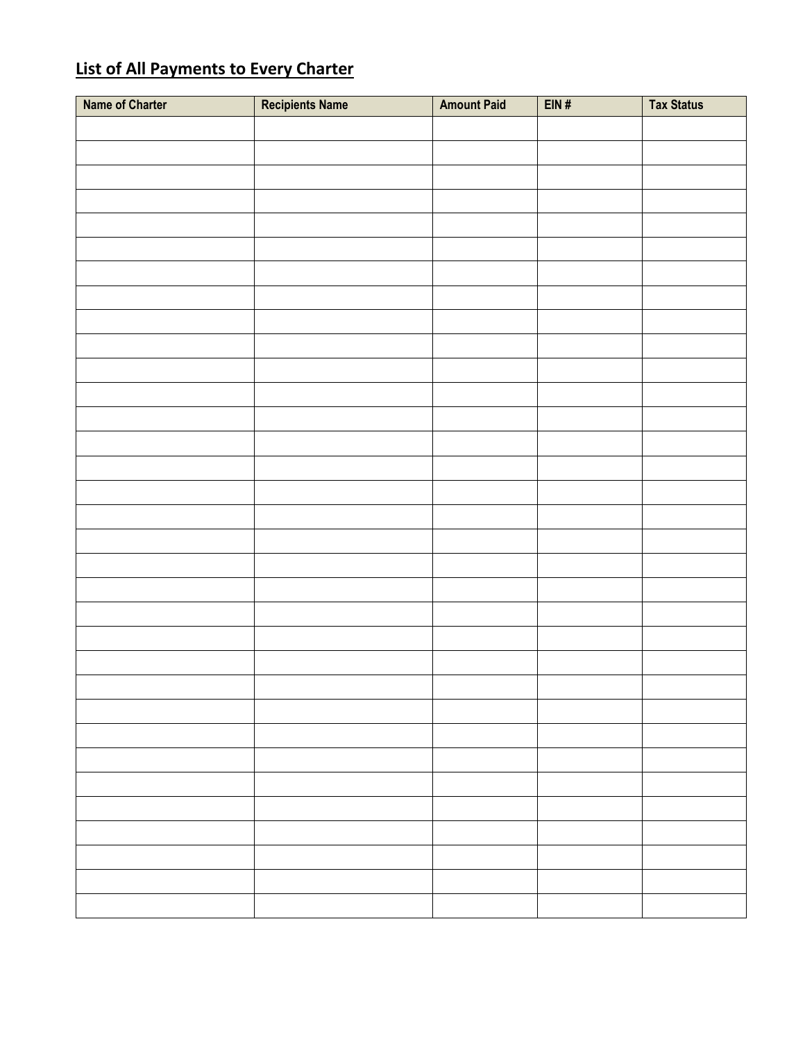## List of All Payments to Every Charter

| Name of Charter | Recipients Name | Amount Paid | EIN # | Tax Status |
|---|---|---|---|---|
| | | | | |
| | | | | |
| | | | | |
| | | | | |
| | | | | |
| | | | | |
| | | | | |
| | | | | |
| | | | | |
| | | | | |
| | | | | |
| | | | | |
| | | | | |
| | | | | |
| | | | | |
| | | | | |
| | | | | |
| | | | | |
| | | | | |
| | | | | |
| | | | | |
| | | | | |
| | | | | |
| | | | | |
| | | | | |
| | | | | |
| | | | | |
| | | | | |
| | | | | |
| | | | | |
| | | | | |
| | | | | |
| | | | | |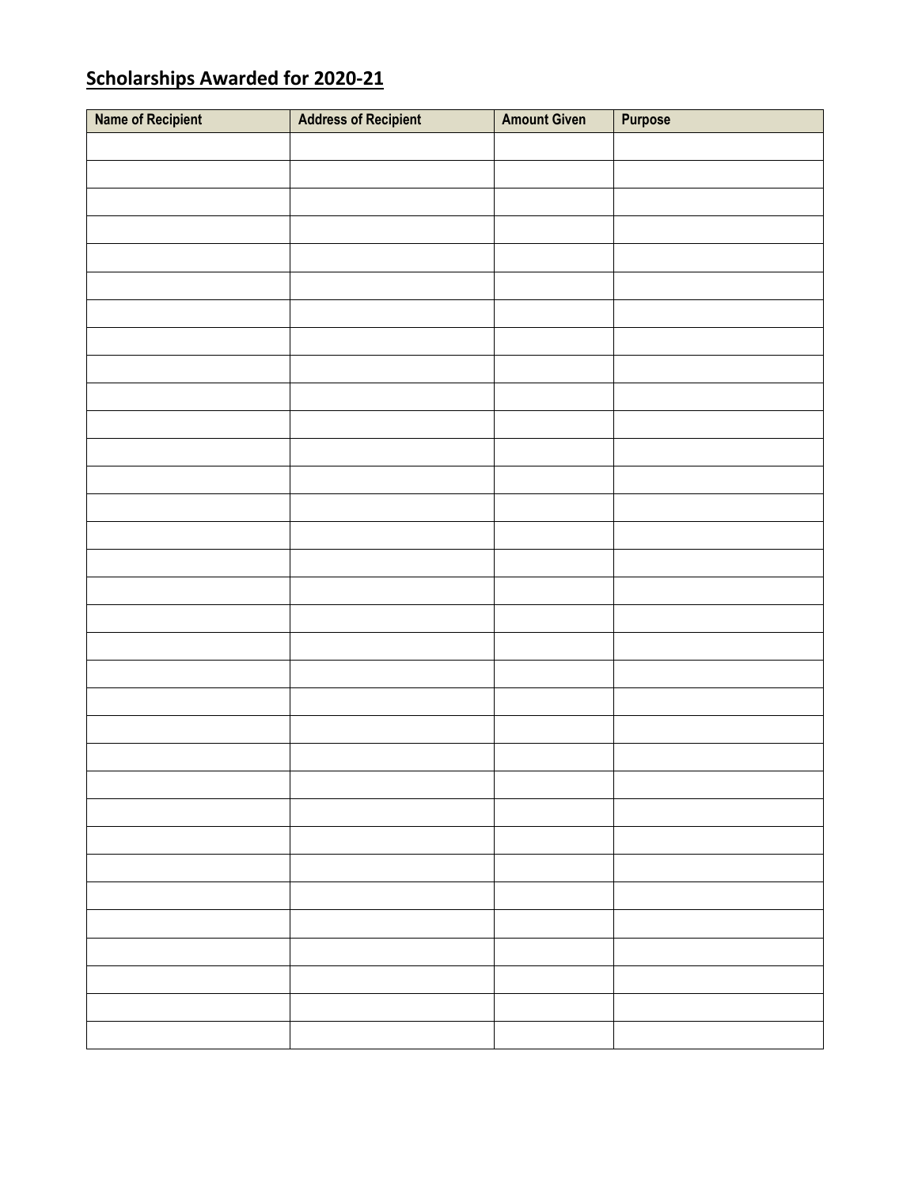## Scholarships Awarded for 2020-21

| Name of Recipient | Address of Recipient | Amount Given | Purpose |
|---|---|---|---|
| | | | |
| | | | |
| | | | |
| | | | |
| | | | |
| | | | |
| | | | |
| | | | |
| | | | |
| | | | |
| | | | |
| | | | |
| | | | |
| | | | |
| | | | |
| | | | |
| | | | |
| | | | |
| | | | |
| | | | |
| | | | |
| | | | |
| | | | |
| | | | |
| | | | |
| | | | |
| | | | |
| | | | |
| | | | |
| | | | |
| | | | |
| | | | |
| | | | |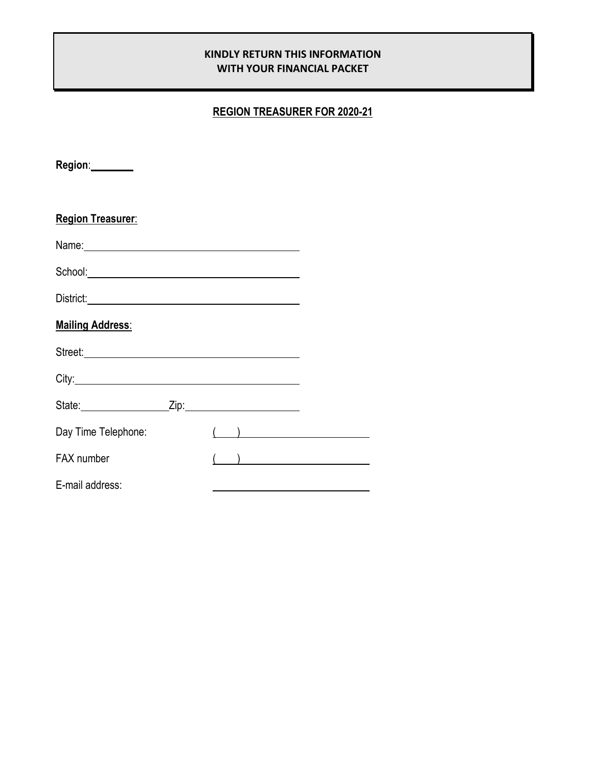**KINDLY RETURN THIS INFORMATION**
**WITH YOUR FINANCIAL PACKET**

## REGION TREASURER FOR 2020-21

**Region**:________

**Region Treasurer**:

Name:________________________________________

School:________________________________________

District:________________________________________

**Mailing Address**:

Street:________________________________________

City:________________________________________

State:________________ Zip:____________________

Day Time Telephone: (    )______________________

FAX number (    )______________________

E-mail address: ____________________________